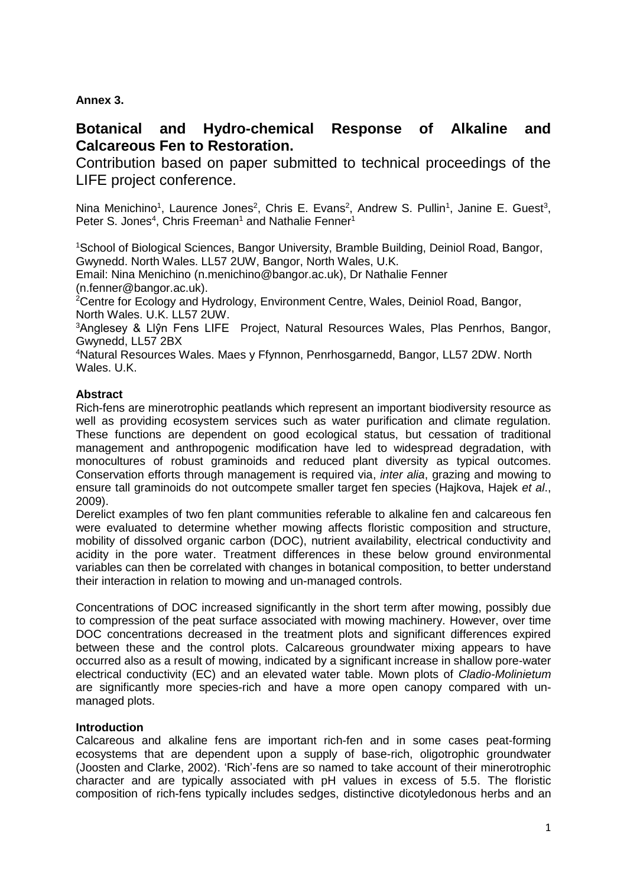**Annex 3.**

# Botanical and Hydro-chemical Response of Alkaline and Calcareous Fen to Restoration.

Contribution based on paper submitted to technical proceedings of the LIFE project conference.

Nina Menichino[1], Laurence Jones[2], Chris E. Evans[2], Andrew S. Pullin[1], Janine E. Guest[3], Peter S. Jones[4], Chris Freeman[1] and Nathalie Fenner[1]

[1]School of Biological Sciences, Bangor University, Bramble Building, Deiniol Road, Bangor, Gwynedd. North Wales. LL57 2UW, Bangor, North Wales, U.K.
Email: Nina Menichino (n.menichino@bangor.ac.uk), Dr Nathalie Fenner (n.fenner@bangor.ac.uk).
[2]Centre for Ecology and Hydrology, Environment Centre, Wales, Deiniol Road, Bangor, North Wales. U.K. LL57 2UW.
[3]Anglesey & Llŷn Fens LIFE Project, Natural Resources Wales, Plas Penrhos, Bangor, Gwynedd, LL57 2BX
[4]Natural Resources Wales. Maes y Ffynnon, Penrhosgarnedd, Bangor, LL57 2DW. North Wales. U.K.

**Abstract**

Rich-fens are minerotrophic peatlands which represent an important biodiversity resource as well as providing ecosystem services such as water purification and climate regulation. These functions are dependent on good ecological status, but cessation of traditional management and anthropogenic modification have led to widespread degradation, with monocultures of robust graminoids and reduced plant diversity as typical outcomes. Conservation efforts through management is required via, *inter alia*, grazing and mowing to ensure tall graminoids do not outcompete smaller target fen species (Hajkova, Hajek *et al*., 2009).

Derelict examples of two fen plant communities referable to alkaline fen and calcareous fen were evaluated to determine whether mowing affects floristic composition and structure, mobility of dissolved organic carbon (DOC), nutrient availability, electrical conductivity and acidity in the pore water. Treatment differences in these below ground environmental variables can then be correlated with changes in botanical composition, to better understand their interaction in relation to mowing and un-managed controls.

Concentrations of DOC increased significantly in the short term after mowing, possibly due to compression of the peat surface associated with mowing machinery. However, over time DOC concentrations decreased in the treatment plots and significant differences expired between these and the control plots. Calcareous groundwater mixing appears to have occurred also as a result of mowing, indicated by a significant increase in shallow pore-water electrical conductivity (EC) and an elevated water table. Mown plots of *Cladio-Molinietum* are significantly more species-rich and have a more open canopy compared with un-managed plots.

**Introduction**

Calcareous and alkaline fens are important rich-fen and in some cases peat-forming ecosystems that are dependent upon a supply of base-rich, oligotrophic groundwater (Joosten and Clarke, 2002). 'Rich'-fens are so named to take account of their minerotrophic character and are typically associated with pH values in excess of 5.5. The floristic composition of rich-fens typically includes sedges, distinctive dicotyledonous herbs and an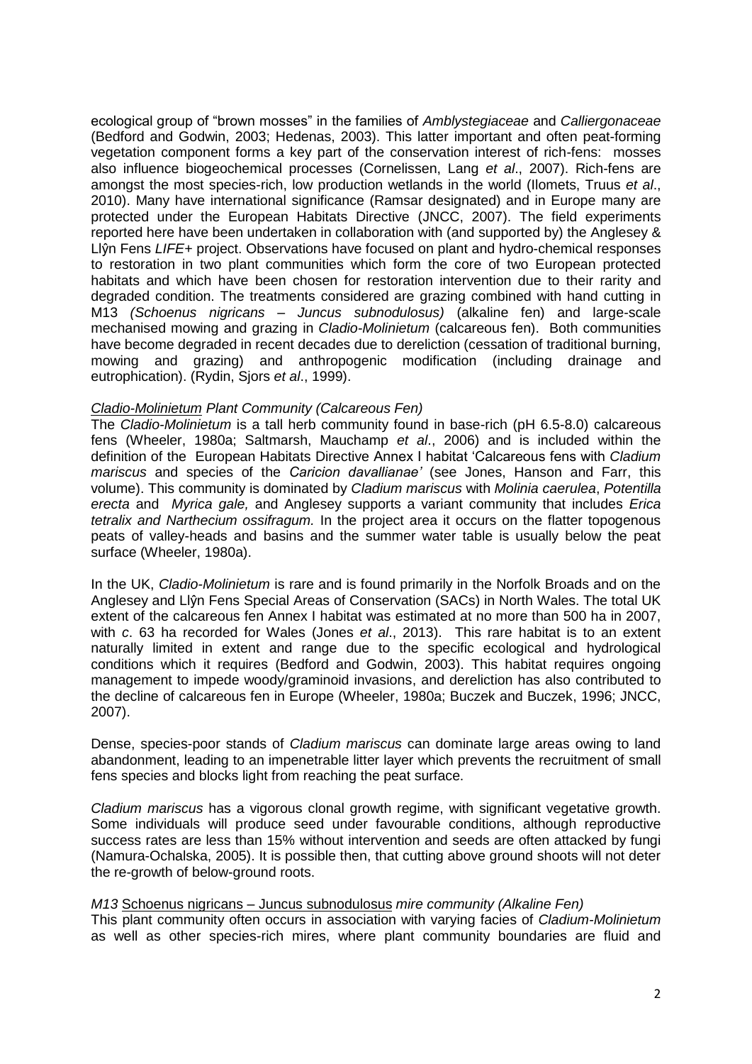ecological group of "brown mosses" in the families of *Amblystegiaceae* and *Calliergonaceae* (Bedford and Godwin, 2003; Hedenas, 2003). This latter important and often peat-forming vegetation component forms a key part of the conservation interest of rich-fens: mosses also influence biogeochemical processes (Cornelissen, Lang *et al*., 2007). Rich-fens are amongst the most species-rich, low production wetlands in the world (Ilomets, Truus *et al*., 2010). Many have international significance (Ramsar designated) and in Europe many are protected under the European Habitats Directive (JNCC, 2007). The field experiments reported here have been undertaken in collaboration with (and supported by) the Anglesey & Llŷn Fens *LIFE*+ project. Observations have focused on plant and hydro-chemical responses to restoration in two plant communities which form the core of two European protected habitats and which have been chosen for restoration intervention due to their rarity and degraded condition. The treatments considered are grazing combined with hand cutting in M13 *(Schoenus nigricans – Juncus subnodulosus)* (alkaline fen) and large-scale mechanised mowing and grazing in *Cladio-Molinietum* (calcareous fen). Both communities have become degraded in recent decades due to dereliction (cessation of traditional burning, mowing and grazing) and anthropogenic modification (including drainage and eutrophication). (Rydin, Sjors *et al*., 1999).

### *Cladio-Molinietum Plant Community (Calcareous Fen)*

The *Cladio-Molinietum* is a tall herb community found in base-rich (pH 6.5-8.0) calcareous fens (Wheeler, 1980a; Saltmarsh, Mauchamp *et al*., 2006) and is included within the definition of the European Habitats Directive Annex I habitat 'Calcareous fens with *Cladium mariscus* and species of the *Caricion davallianae'* (see Jones, Hanson and Farr, this volume). This community is dominated by *Cladium mariscus* with *Molinia caerulea*, *Potentilla erecta* and *Myrica gale,* and Anglesey supports a variant community that includes *Erica tetralix and Narthecium ossifragum.* In the project area it occurs on the flatter topogenous peats of valley-heads and basins and the summer water table is usually below the peat surface (Wheeler, 1980a).

In the UK, *Cladio-Molinietum* is rare and is found primarily in the Norfolk Broads and on the Anglesey and Llŷn Fens Special Areas of Conservation (SACs) in North Wales. The total UK extent of the calcareous fen Annex I habitat was estimated at no more than 500 ha in 2007, with *c*. 63 ha recorded for Wales (Jones *et al*., 2013). This rare habitat is to an extent naturally limited in extent and range due to the specific ecological and hydrological conditions which it requires (Bedford and Godwin, 2003). This habitat requires ongoing management to impede woody/graminoid invasions, and dereliction has also contributed to the decline of calcareous fen in Europe (Wheeler, 1980a; Buczek and Buczek, 1996; JNCC, 2007).

Dense, species-poor stands of *Cladium mariscus* can dominate large areas owing to land abandonment, leading to an impenetrable litter layer which prevents the recruitment of small fens species and blocks light from reaching the peat surface.

*Cladium mariscus* has a vigorous clonal growth regime, with significant vegetative growth. Some individuals will produce seed under favourable conditions, although reproductive success rates are less than 15% without intervention and seeds are often attacked by fungi (Namura-Ochalska, 2005). It is possible then, that cutting above ground shoots will not deter the re-growth of below-ground roots.

### *M13 Schoenus nigricans – Juncus subnodulosus mire community (Alkaline Fen)*

This plant community often occurs in association with varying facies of *Cladium-Molinietum* as well as other species-rich mires, where plant community boundaries are fluid and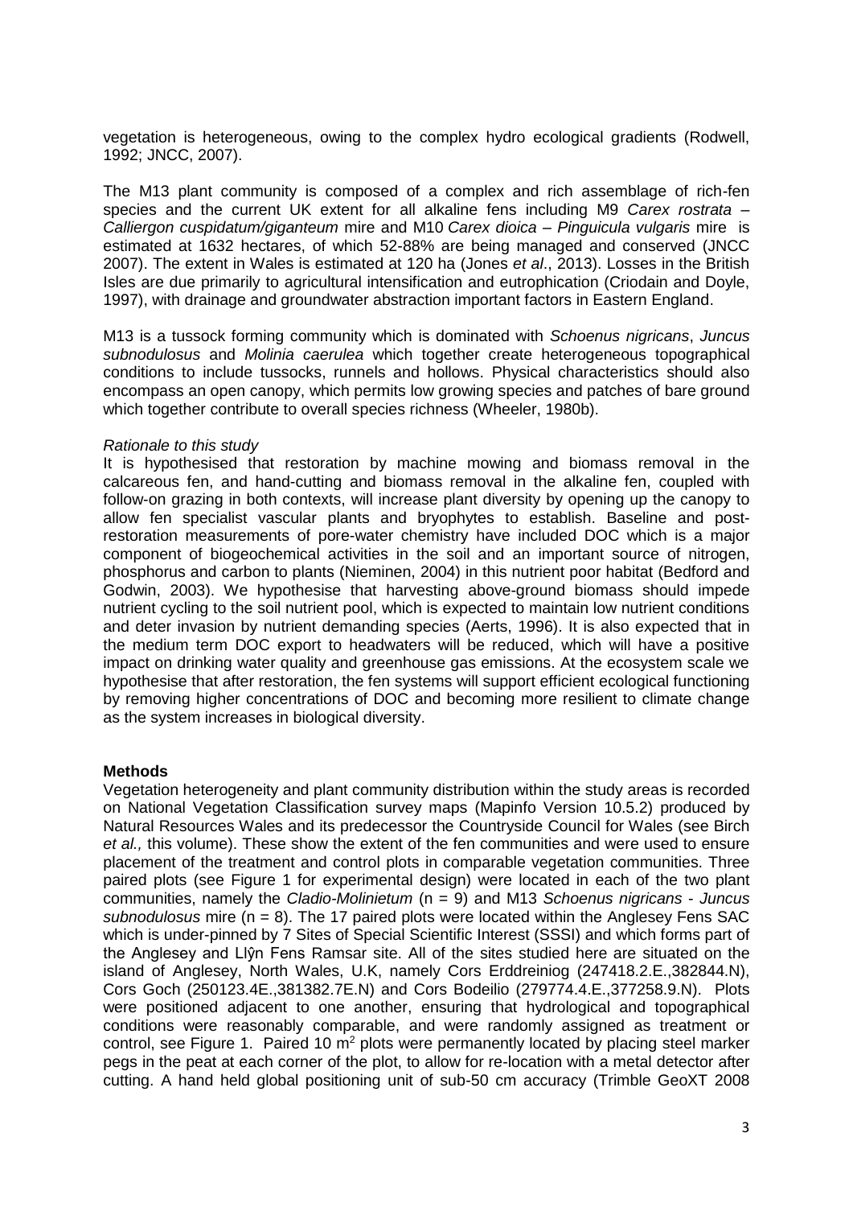vegetation is heterogeneous, owing to the complex hydro ecological gradients (Rodwell, 1992; JNCC, 2007).

The M13 plant community is composed of a complex and rich assemblage of rich-fen species and the current UK extent for all alkaline fens including M9 *Carex rostrata – Calliergon cuspidatum/giganteum* mire and M10 *Carex dioica – Pinguicula vulgaris* mire is estimated at 1632 hectares, of which 52-88% are being managed and conserved (JNCC 2007). The extent in Wales is estimated at 120 ha (Jones *et al*., 2013). Losses in the British Isles are due primarily to agricultural intensification and eutrophication (Criodain and Doyle, 1997), with drainage and groundwater abstraction important factors in Eastern England.

M13 is a tussock forming community which is dominated with *Schoenus nigricans*, *Juncus subnodulosus* and *Molinia caerulea* which together create heterogeneous topographical conditions to include tussocks, runnels and hollows. Physical characteristics should also encompass an open canopy, which permits low growing species and patches of bare ground which together contribute to overall species richness (Wheeler, 1980b).

*Rationale to this study*

It is hypothesised that restoration by machine mowing and biomass removal in the calcareous fen, and hand-cutting and biomass removal in the alkaline fen, coupled with follow-on grazing in both contexts, will increase plant diversity by opening up the canopy to allow fen specialist vascular plants and bryophytes to establish. Baseline and post-restoration measurements of pore-water chemistry have included DOC which is a major component of biogeochemical activities in the soil and an important source of nitrogen, phosphorus and carbon to plants (Nieminen, 2004) in this nutrient poor habitat (Bedford and Godwin, 2003). We hypothesise that harvesting above-ground biomass should impede nutrient cycling to the soil nutrient pool, which is expected to maintain low nutrient conditions and deter invasion by nutrient demanding species (Aerts, 1996). It is also expected that in the medium term DOC export to headwaters will be reduced, which will have a positive impact on drinking water quality and greenhouse gas emissions. At the ecosystem scale we hypothesise that after restoration, the fen systems will support efficient ecological functioning by removing higher concentrations of DOC and becoming more resilient to climate change as the system increases in biological diversity.

**Methods**

Vegetation heterogeneity and plant community distribution within the study areas is recorded on National Vegetation Classification survey maps (Mapinfo Version 10.5.2) produced by Natural Resources Wales and its predecessor the Countryside Council for Wales (see Birch *et al.,* this volume). These show the extent of the fen communities and were used to ensure placement of the treatment and control plots in comparable vegetation communities. Three paired plots (see Figure 1 for experimental design) were located in each of the two plant communities, namely the *Cladio-Molinietum* (n = 9) and M13 *Schoenus nigricans* - *Juncus subnodulosus* mire (n = 8). The 17 paired plots were located within the Anglesey Fens SAC which is under-pinned by 7 Sites of Special Scientific Interest (SSSI) and which forms part of the Anglesey and Llŷn Fens Ramsar site. All of the sites studied here are situated on the island of Anglesey, North Wales, U.K, namely Cors Erddreiniog (247418.2.E.,382844.N), Cors Goch (250123.4E.,381382.7E.N) and Cors Bodeilio (279774.4.E.,377258.9.N). Plots were positioned adjacent to one another, ensuring that hydrological and topographical conditions were reasonably comparable, and were randomly assigned as treatment or control, see Figure 1. Paired 10 $m^2$ plots were permanently located by placing steel marker pegs in the peat at each corner of the plot, to allow for re-location with a metal detector after cutting. A hand held global positioning unit of sub-50 cm accuracy (Trimble GeoXT 2008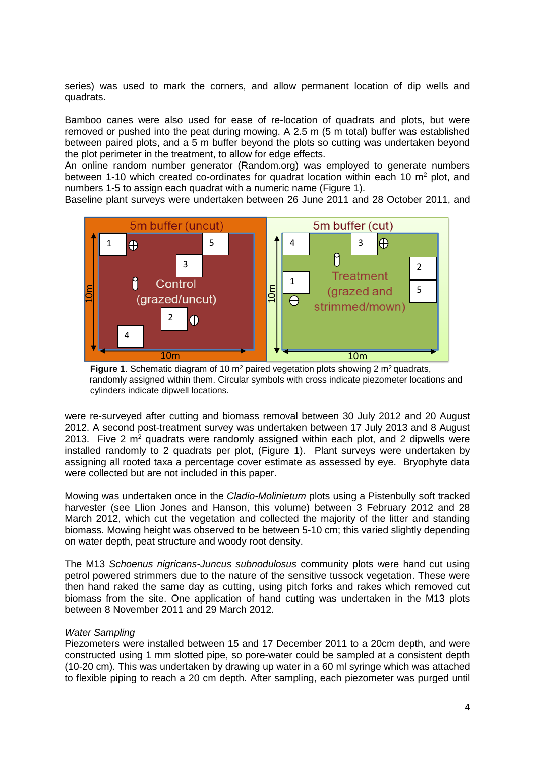series) was used to mark the corners, and allow permanent location of dip wells and quadrats.

Bamboo canes were also used for ease of re-location of quadrats and plots, but were removed or pushed into the peat during mowing. A 2.5 m (5 m total) buffer was established between paired plots, and a 5 m buffer beyond the plots so cutting was undertaken beyond the plot perimeter in the treatment, to allow for edge effects.
An online random number generator (Random.org) was employed to generate numbers between 1-10 which created co-ordinates for quadrat location within each 10 $m^2$ plot, and numbers 1-5 to assign each quadrat with a numeric name (Figure 1).
Baseline plant surveys were undertaken between 26 June 2011 and 28 October 2011, and

**Figure 1**. Schematic diagram of 10 $m^2$ paired vegetation plots showing 2 $m^2$ quadrats, randomly assigned within them. Circular symbols with cross indicate piezometer locations and cylinders indicate dipwell locations.

were re-surveyed after cutting and biomass removal between 30 July 2012 and 20 August 2012. A second post-treatment survey was undertaken between 17 July 2013 and 8 August 2013. Five 2 $m^2$ quadrats were randomly assigned within each plot, and 2 dipwells were installed randomly to 2 quadrats per plot, (Figure 1). Plant surveys were undertaken by assigning all rooted taxa a percentage cover estimate as assessed by eye. Bryophyte data were collected but are not included in this paper.

Mowing was undertaken once in the *Cladio-Molinietum* plots using a Pistenbully soft tracked harvester (see Llion Jones and Hanson, this volume) between 3 February 2012 and 28 March 2012, which cut the vegetation and collected the majority of the litter and standing biomass. Mowing height was observed to be between 5-10 cm; this varied slightly depending on water depth, peat structure and woody root density.

The M13 *Schoenus nigricans-Juncus subnodulosus* community plots were hand cut using petrol powered strimmers due to the nature of the sensitive tussock vegetation. These were then hand raked the same day as cutting, using pitch forks and rakes which removed cut biomass from the site. One application of hand cutting was undertaken in the M13 plots between 8 November 2011 and 29 March 2012.

*Water Sampling*
Piezometers were installed between 15 and 17 December 2011 to a 20cm depth, and were constructed using 1 mm slotted pipe, so pore-water could be sampled at a consistent depth (10-20 cm). This was undertaken by drawing up water in a 60 ml syringe which was attached to flexible piping to reach a 20 cm depth. After sampling, each piezometer was purged until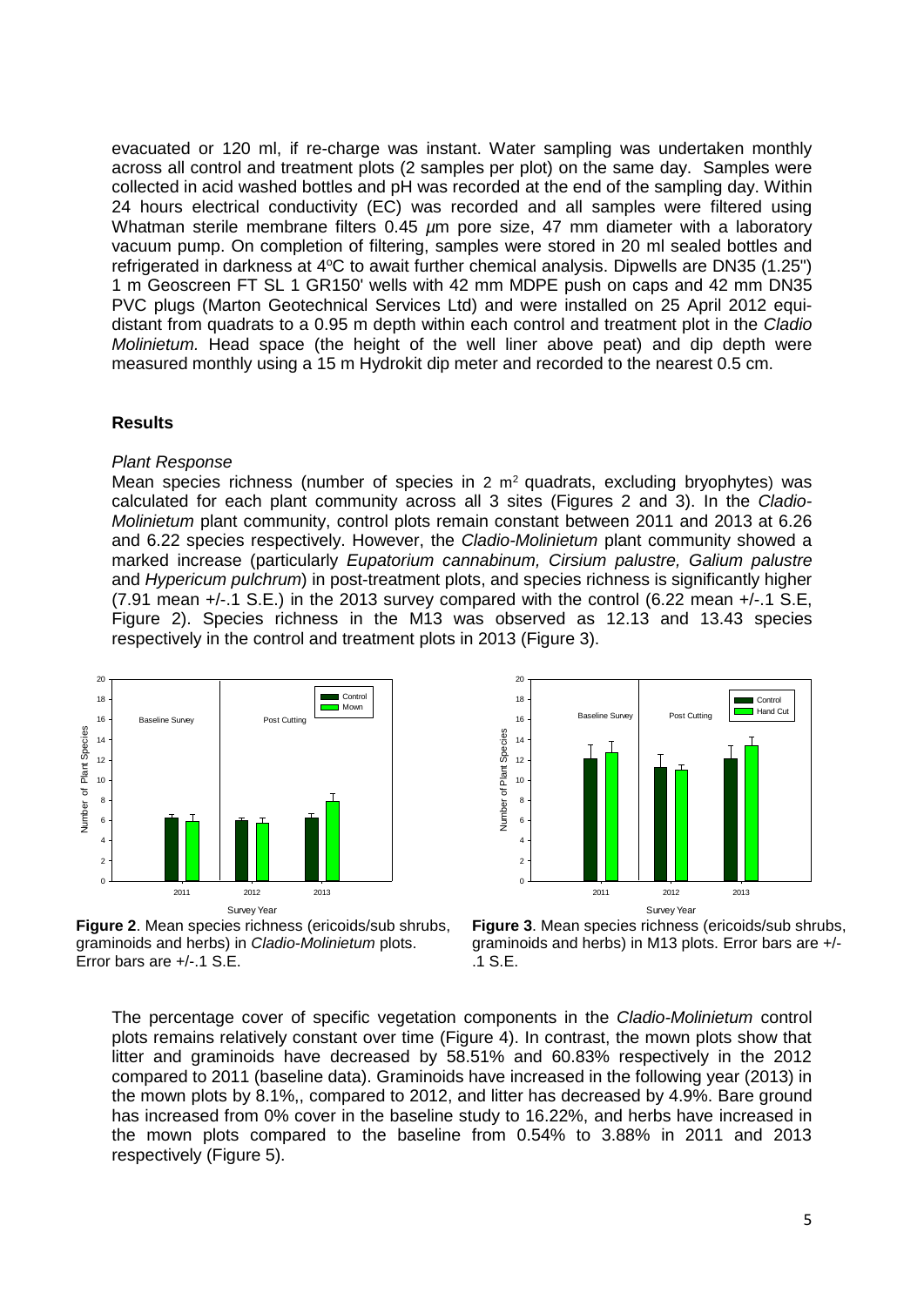evacuated or 120 ml, if re-charge was instant. Water sampling was undertaken monthly across all control and treatment plots (2 samples per plot) on the same day. Samples were collected in acid washed bottles and pH was recorded at the end of the sampling day. Within 24 hours electrical conductivity (EC) was recorded and all samples were filtered using Whatman sterile membrane filters 0.45 $\mu$m pore size, 47 mm diameter with a laboratory vacuum pump. On completion of filtering, samples were stored in 20 ml sealed bottles and refrigerated in darkness at 4$^o$C to await further chemical analysis. Dipwells are DN35 (1.25") 1 m Geoscreen FT SL 1 GR150' wells with 42 mm MDPE push on caps and 42 mm DN35 PVC plugs (Marton Geotechnical Services Ltd) and were installed on 25 April 2012 equi-distant from quadrats to a 0.95 m depth within each control and treatment plot in the *Cladio Molinietum.* Head space (the height of the well liner above peat) and dip depth were measured monthly using a 15 m Hydrokit dip meter and recorded to the nearest 0.5 cm.

## Results

### *Plant Response*

Mean species richness (number of species in 2 m$^2$ quadrats, excluding bryophytes) was calculated for each plant community across all 3 sites (Figures 2 and 3). In the *Cladio-Molinietum* plant community, control plots remain constant between 2011 and 2013 at 6.26 and 6.22 species respectively. However, the *Cladio-Molinietum* plant community showed a marked increase (particularly *Eupatorium cannabinum, Cirsium palustre, Galium palustre* and *Hypericum pulchrum*) in post-treatment plots, and species richness is significantly higher (7.91 mean +/-.1 S.E.) in the 2013 survey compared with the control (6.22 mean +/-.1 S.E, Figure 2). Species richness in the M13 was observed as 12.13 and 13.43 species respectively in the control and treatment plots in 2013 (Figure 3).

**Figure 2**. Mean species richness (ericoids/sub shrubs, graminoids and herbs) in *Cladio-Molinietum* plots. Error bars are +/-.1 S.E.

**Figure 3**. Mean species richness (ericoids/sub shrubs, graminoids and herbs) in M13 plots. Error bars are +/- .1 S.E.

The percentage cover of specific vegetation components in the *Cladio-Molinietum* control plots remains relatively constant over time (Figure 4). In contrast, the mown plots show that litter and graminoids have decreased by 58.51% and 60.83% respectively in the 2012 compared to 2011 (baseline data). Graminoids have increased in the following year (2013) in the mown plots by 8.1%,, compared to 2012, and litter has decreased by 4.9%. Bare ground has increased from 0% cover in the baseline study to 16.22%, and herbs have increased in the mown plots compared to the baseline from 0.54% to 3.88% in 2011 and 2013 respectively (Figure 5).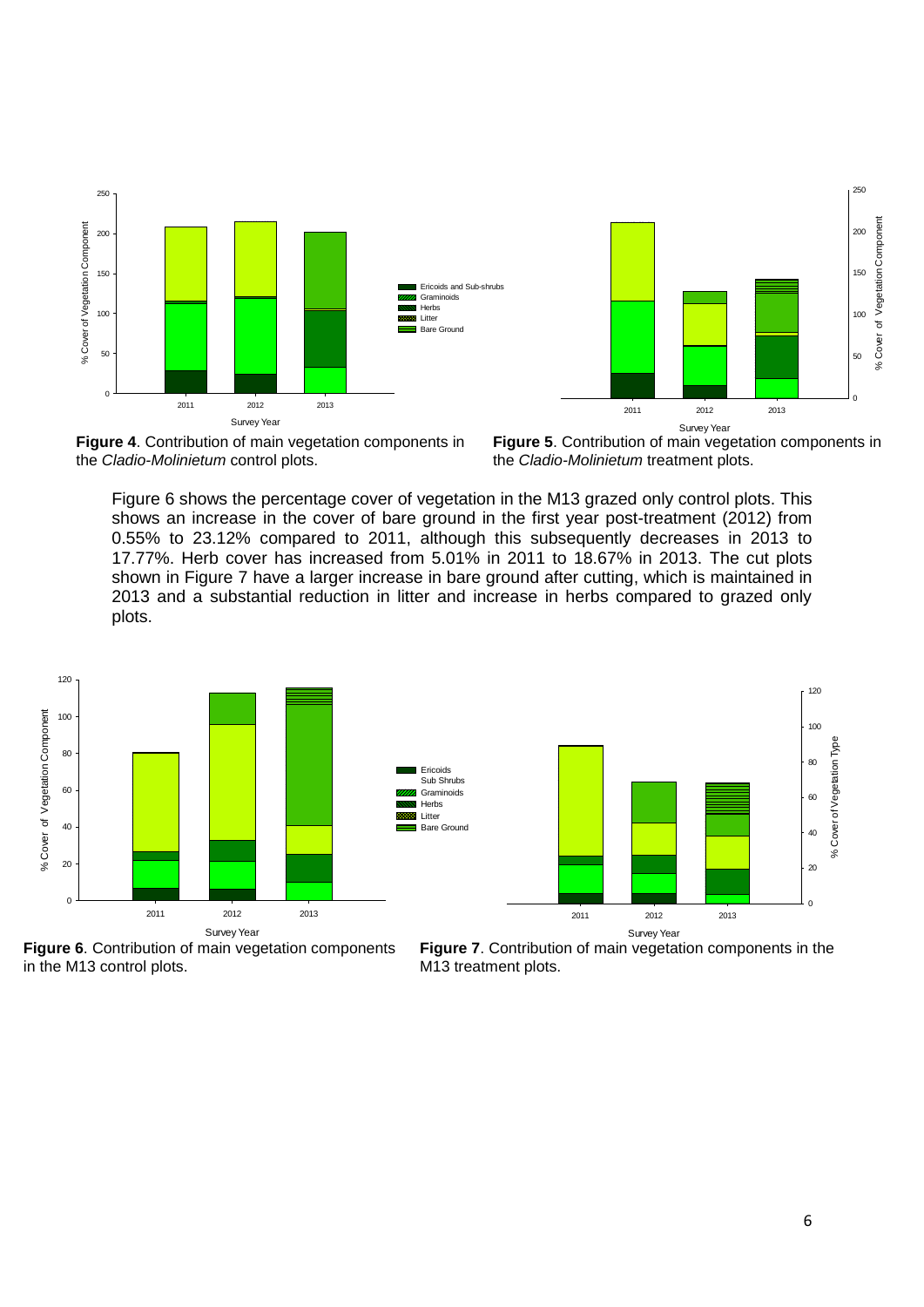**Figure 4**. Contribution of main vegetation components in the *Cladio-Molinietum* control plots.

**Figure 5**. Contribution of main vegetation components in the *Cladio-Molinietum* treatment plots.

Figure 6 shows the percentage cover of vegetation in the M13 grazed only control plots. This shows an increase in the cover of bare ground in the first year post-treatment (2012) from 0.55% to 23.12% compared to 2011, although this subsequently decreases in 2013 to 17.77%. Herb cover has increased from 5.01% in 2011 to 18.67% in 2013. The cut plots shown in Figure 7 have a larger increase in bare ground after cutting, which is maintained in 2013 and a substantial reduction in litter and increase in herbs compared to grazed only plots.

**Figure 6**. Contribution of main vegetation components in the M13 control plots.

**Figure 7**. Contribution of main vegetation components in the M13 treatment plots.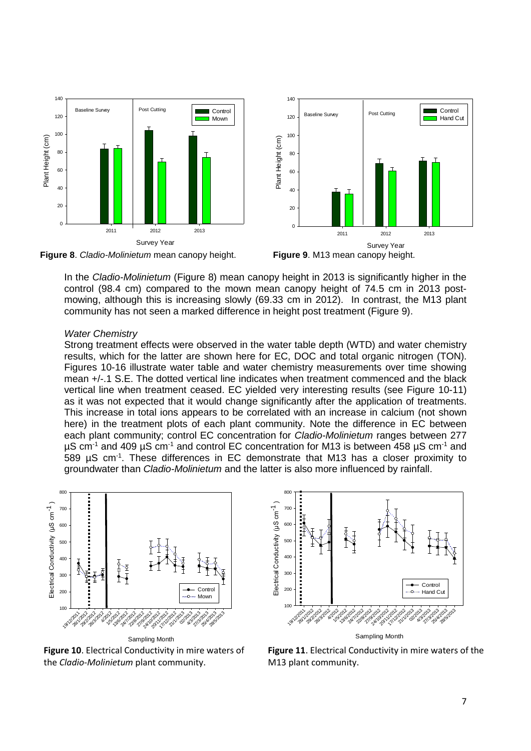**Figure 8**. *Cladio-Molinietum* mean canopy height.

**Figure 9**. M13 mean canopy height.

In the *Cladio-Molinietum* (Figure 8) mean canopy height in 2013 is significantly higher in the control (98.4 cm) compared to the mown mean canopy height of 74.5 cm in 2013 post-mowing, although this is increasing slowly (69.33 cm in 2012). In contrast, the M13 plant community has not seen a marked difference in height post treatment (Figure 9).

*Water Chemistry*

Strong treatment effects were observed in the water table depth (WTD) and water chemistry results, which for the latter are shown here for EC, DOC and total organic nitrogen (TON). Figures 10-16 illustrate water table and water chemistry measurements over time showing mean +/-.1 S.E. The dotted vertical line indicates when treatment commenced and the black vertical line when treatment ceased. EC yielded very interesting results (see Figure 10-11) as it was not expected that it would change significantly after the application of treatments. This increase in total ions appears to be correlated with an increase in calcium (not shown here) in the treatment plots of each plant community. Note the difference in EC between each plant community; control EC concentration for *Cladio-Molinietum* ranges between 277 µS cm$^{-1}$ and 409 µS cm$^{-1}$ and control EC concentration for M13 is between 458 µS cm$^{-1}$ and 589 µS cm$^{-1}$. These differences in EC demonstrate that M13 has a closer proximity to groundwater than *Cladio-Molinietum* and the latter is also more influenced by rainfall.

**Figure 10**. Electrical Conductivity in mire waters of the *Cladio-Molinietum* plant community.

**Figure 11**. Electrical Conductivity in mire waters of the M13 plant community.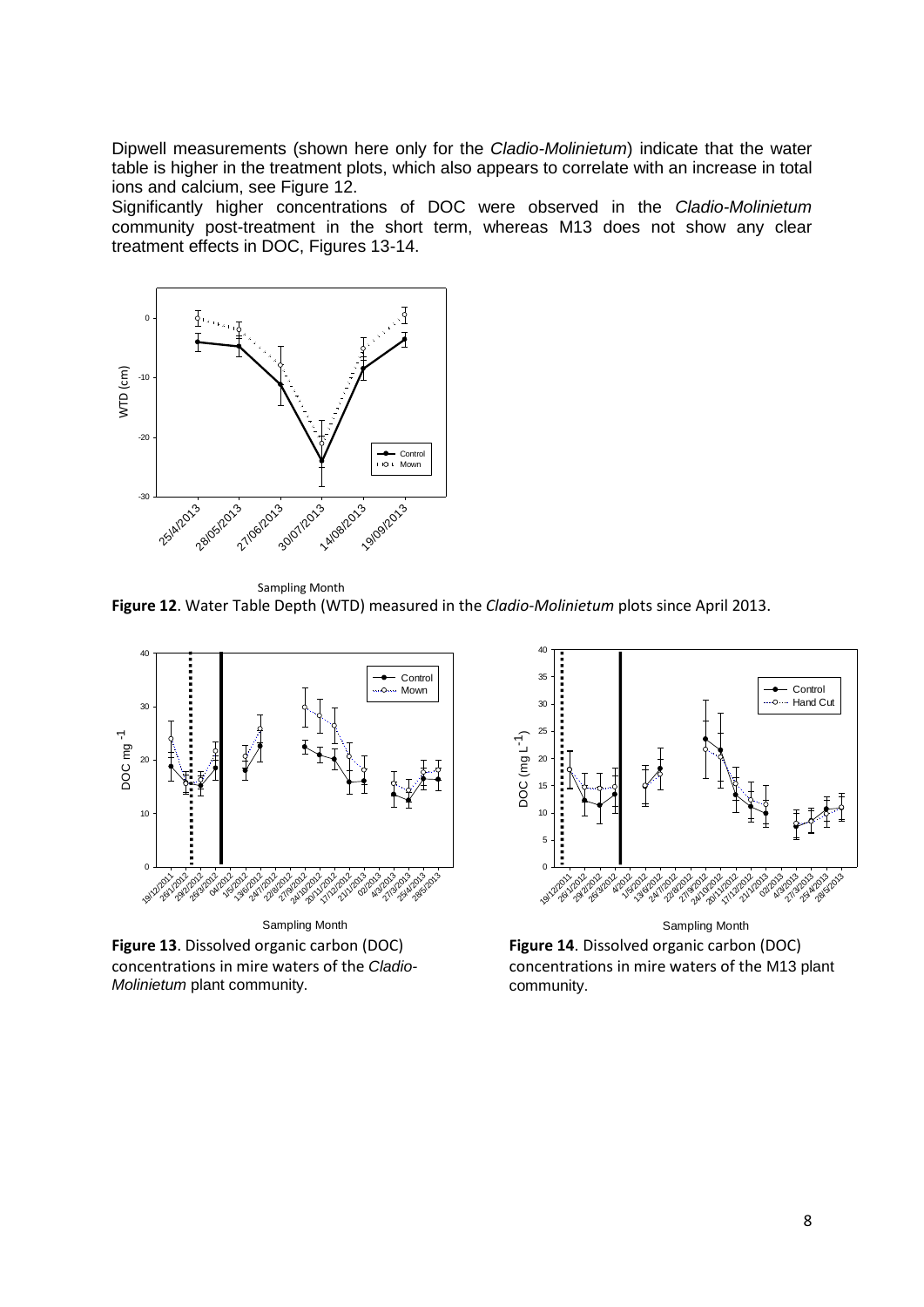Dipwell measurements (shown here only for the *Cladio-Molinietum*) indicate that the water table is higher in the treatment plots, which also appears to correlate with an increase in total ions and calcium, see Figure 12.

Significantly higher concentrations of DOC were observed in the *Cladio-Molinietum* community post-treatment in the short term, whereas M13 does not show any clear treatment effects in DOC, Figures 13-14.

**Figure 12**. Water Table Depth (WTD) measured in the *Cladio-Molinietum* plots since April 2013.

**Figure 13**. Dissolved organic carbon (DOC) concentrations in mire waters of the *Cladio-Molinietum* plant community.

**Figure 14**. Dissolved organic carbon (DOC) concentrations in mire waters of the M13 plant community.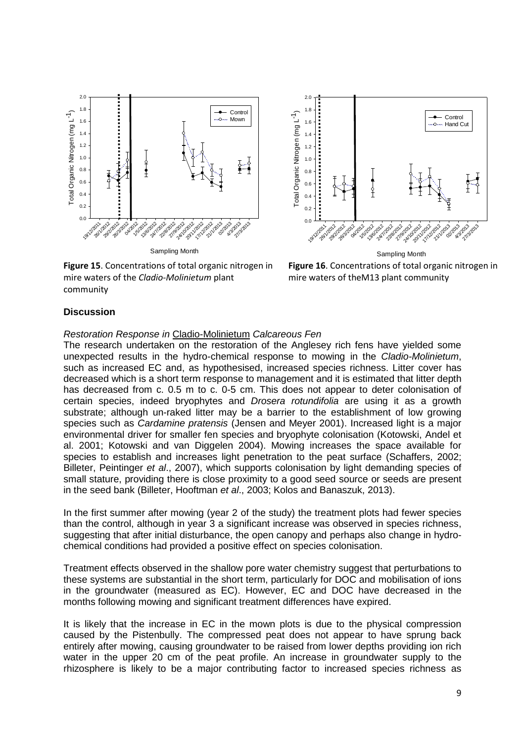**Figure 15**. Concentrations of total organic nitrogen in mire waters of the *Cladio-Molinietum* plant community

**Figure 16**. Concentrations of total organic nitrogen in mire waters of theM13 plant community

### Discussion

*Restoration Response in* Cladio-Molinietum *Calcareous Fen*

The research undertaken on the restoration of the Anglesey rich fens have yielded some unexpected results in the hydro-chemical response to mowing in the *Cladio-Molinietum*, such as increased EC and, as hypothesised, increased species richness. Litter cover has decreased which is a short term response to management and it is estimated that litter depth has decreased from c. 0.5 m to c. 0-5 cm. This does not appear to deter colonisation of certain species, indeed bryophytes and *Drosera rotundifolia* are using it as a growth substrate; although un-raked litter may be a barrier to the establishment of low growing species such as *Cardamine pratensis* (Jensen and Meyer 2001). Increased light is a major environmental driver for smaller fen species and bryophyte colonisation (Kotowski, Andel et al. 2001; Kotowski and van Diggelen 2004). Mowing increases the space available for species to establish and increases light penetration to the peat surface (Schaffers, 2002; Billeter, Peintinger *et al*., 2007), which supports colonisation by light demanding species of small stature, providing there is close proximity to a good seed source or seeds are present in the seed bank (Billeter, Hooftman *et al*., 2003; Kolos and Banaszuk, 2013).

In the first summer after mowing (year 2 of the study) the treatment plots had fewer species than the control, although in year 3 a significant increase was observed in species richness, suggesting that after initial disturbance, the open canopy and perhaps also change in hydro-chemical conditions had provided a positive effect on species colonisation.

Treatment effects observed in the shallow pore water chemistry suggest that perturbations to these systems are substantial in the short term, particularly for DOC and mobilisation of ions in the groundwater (measured as EC). However, EC and DOC have decreased in the months following mowing and significant treatment differences have expired.

It is likely that the increase in EC in the mown plots is due to the physical compression caused by the Pistenbully. The compressed peat does not appear to have sprung back entirely after mowing, causing groundwater to be raised from lower depths providing ion rich water in the upper 20 cm of the peat profile. An increase in groundwater supply to the rhizosphere is likely to be a major contributing factor to increased species richness as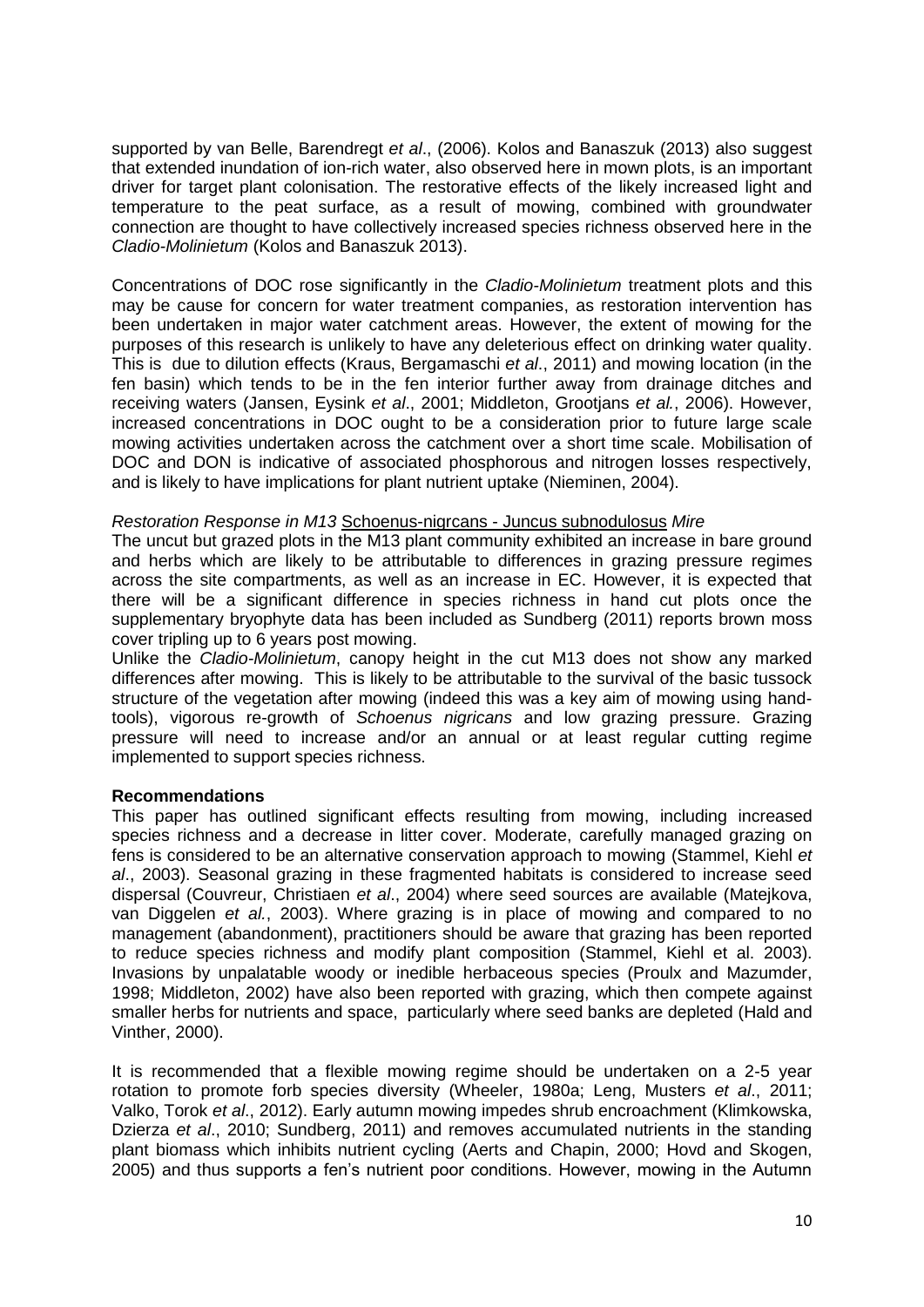supported by van Belle, Barendregt *et al*., (2006). Kolos and Banaszuk (2013) also suggest that extended inundation of ion-rich water, also observed here in mown plots, is an important driver for target plant colonisation. The restorative effects of the likely increased light and temperature to the peat surface, as a result of mowing, combined with groundwater connection are thought to have collectively increased species richness observed here in the *Cladio-Molinietum* (Kolos and Banaszuk 2013).

Concentrations of DOC rose significantly in the *Cladio-Molinietum* treatment plots and this may be cause for concern for water treatment companies, as restoration intervention has been undertaken in major water catchment areas. However, the extent of mowing for the purposes of this research is unlikely to have any deleterious effect on drinking water quality. This is due to dilution effects (Kraus, Bergamaschi *et al*., 2011) and mowing location (in the fen basin) which tends to be in the fen interior further away from drainage ditches and receiving waters (Jansen, Eysink *et al*., 2001; Middleton, Grootjans *et al.*, 2006). However, increased concentrations in DOC ought to be a consideration prior to future large scale mowing activities undertaken across the catchment over a short time scale. Mobilisation of DOC and DON is indicative of associated phosphorous and nitrogen losses respectively, and is likely to have implications for plant nutrient uptake (Nieminen, 2004).

*Restoration Response in M13* <u>Schoenus-nigrcans - Juncus subnodulosus</u> *Mire*

The uncut but grazed plots in the M13 plant community exhibited an increase in bare ground and herbs which are likely to be attributable to differences in grazing pressure regimes across the site compartments, as well as an increase in EC. However, it is expected that there will be a significant difference in species richness in hand cut plots once the supplementary bryophyte data has been included as Sundberg (2011) reports brown moss cover tripling up to 6 years post mowing.

Unlike the *Cladio-Molinietum*, canopy height in the cut M13 does not show any marked differences after mowing. This is likely to be attributable to the survival of the basic tussock structure of the vegetation after mowing (indeed this was a key aim of mowing using hand-tools), vigorous re-growth of *Schoenus nigricans* and low grazing pressure. Grazing pressure will need to increase and/or an annual or at least regular cutting regime implemented to support species richness.

**Recommendations**

This paper has outlined significant effects resulting from mowing, including increased species richness and a decrease in litter cover. Moderate, carefully managed grazing on fens is considered to be an alternative conservation approach to mowing (Stammel, Kiehl *et al*., 2003). Seasonal grazing in these fragmented habitats is considered to increase seed dispersal (Couvreur, Christiaen *et al*., 2004) where seed sources are available (Matejkova, van Diggelen *et al.*, 2003). Where grazing is in place of mowing and compared to no management (abandonment), practitioners should be aware that grazing has been reported to reduce species richness and modify plant composition (Stammel, Kiehl et al. 2003). Invasions by unpalatable woody or inedible herbaceous species (Proulx and Mazumder, 1998; Middleton, 2002) have also been reported with grazing, which then compete against smaller herbs for nutrients and space, particularly where seed banks are depleted (Hald and Vinther, 2000).

It is recommended that a flexible mowing regime should be undertaken on a 2-5 year rotation to promote forb species diversity (Wheeler, 1980a; Leng, Musters *et al*., 2011; Valko, Torok *et al*., 2012). Early autumn mowing impedes shrub encroachment (Klimkowska, Dzierza *et al*., 2010; Sundberg, 2011) and removes accumulated nutrients in the standing plant biomass which inhibits nutrient cycling (Aerts and Chapin, 2000; Hovd and Skogen, 2005) and thus supports a fen's nutrient poor conditions. However, mowing in the Autumn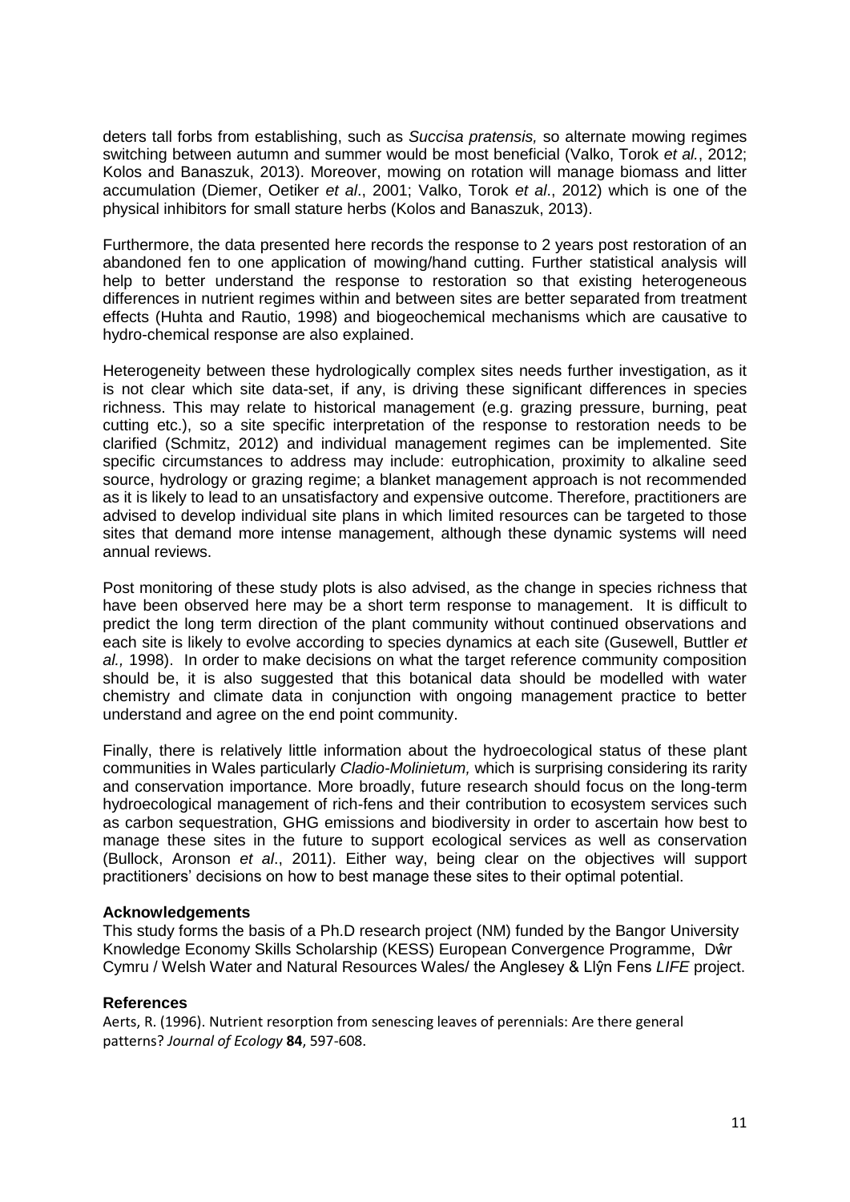deters tall forbs from establishing, such as *Succisa pratensis,* so alternate mowing regimes switching between autumn and summer would be most beneficial (Valko, Torok *et al.*, 2012; Kolos and Banaszuk, 2013). Moreover, mowing on rotation will manage biomass and litter accumulation (Diemer, Oetiker *et al*., 2001; Valko, Torok *et al*., 2012) which is one of the physical inhibitors for small stature herbs (Kolos and Banaszuk, 2013).

Furthermore, the data presented here records the response to 2 years post restoration of an abandoned fen to one application of mowing/hand cutting. Further statistical analysis will help to better understand the response to restoration so that existing heterogeneous differences in nutrient regimes within and between sites are better separated from treatment effects (Huhta and Rautio, 1998) and biogeochemical mechanisms which are causative to hydro-chemical response are also explained.

Heterogeneity between these hydrologically complex sites needs further investigation, as it is not clear which site data-set, if any, is driving these significant differences in species richness. This may relate to historical management (e.g. grazing pressure, burning, peat cutting etc.), so a site specific interpretation of the response to restoration needs to be clarified (Schmitz, 2012) and individual management regimes can be implemented. Site specific circumstances to address may include: eutrophication, proximity to alkaline seed source, hydrology or grazing regime; a blanket management approach is not recommended as it is likely to lead to an unsatisfactory and expensive outcome. Therefore, practitioners are advised to develop individual site plans in which limited resources can be targeted to those sites that demand more intense management, although these dynamic systems will need annual reviews.

Post monitoring of these study plots is also advised, as the change in species richness that have been observed here may be a short term response to management. It is difficult to predict the long term direction of the plant community without continued observations and each site is likely to evolve according to species dynamics at each site (Gusewell, Buttler *et al.,* 1998). In order to make decisions on what the target reference community composition should be, it is also suggested that this botanical data should be modelled with water chemistry and climate data in conjunction with ongoing management practice to better understand and agree on the end point community.

Finally, there is relatively little information about the hydroecological status of these plant communities in Wales particularly *Cladio-Molinietum,* which is surprising considering its rarity and conservation importance. More broadly, future research should focus on the long-term hydroecological management of rich-fens and their contribution to ecosystem services such as carbon sequestration, GHG emissions and biodiversity in order to ascertain how best to manage these sites in the future to support ecological services as well as conservation (Bullock, Aronson *et al*., 2011). Either way, being clear on the objectives will support practitioners' decisions on how to best manage these sites to their optimal potential.

**Acknowledgements**

This study forms the basis of a Ph.D research project (NM) funded by the Bangor University Knowledge Economy Skills Scholarship (KESS) European Convergence Programme, Dŵr Cymru / Welsh Water and Natural Resources Wales/ the Anglesey & Llŷn Fens *LIFE* project.

**References**

Aerts, R. (1996). Nutrient resorption from senescing leaves of perennials: Are there general patterns? *Journal of Ecology* **84**, 597-608.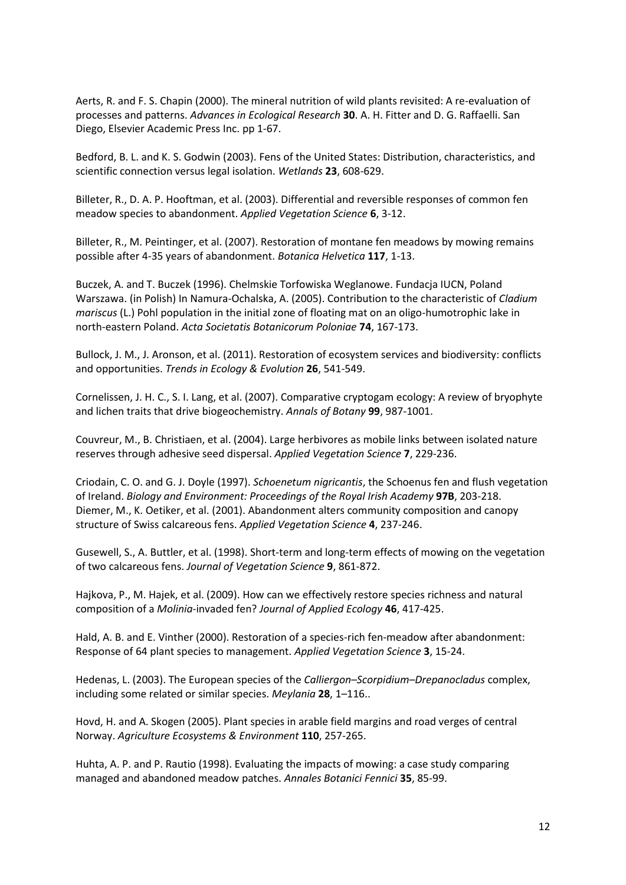Aerts, R. and F. S. Chapin (2000). The mineral nutrition of wild plants revisited: A re-evaluation of processes and patterns. *Advances in Ecological Research* **30**. A. H. Fitter and D. G. Raffaelli. San Diego, Elsevier Academic Press Inc. pp 1-67.

Bedford, B. L. and K. S. Godwin (2003). Fens of the United States: Distribution, characteristics, and scientific connection versus legal isolation. *Wetlands* **23**, 608-629.

Billeter, R., D. A. P. Hooftman, et al. (2003). Differential and reversible responses of common fen meadow species to abandonment. *Applied Vegetation Science* **6**, 3-12.

Billeter, R., M. Peintinger, et al. (2007). Restoration of montane fen meadows by mowing remains possible after 4-35 years of abandonment. *Botanica Helvetica* **117**, 1-13.

Buczek, A. and T. Buczek (1996). Chelmskie Torfowiska Weglanowe. Fundacja IUCN, Poland Warszawa. (in Polish) In Namura-Ochalska, A. (2005). Contribution to the characteristic of *Cladium mariscus* (L.) Pohl population in the initial zone of floating mat on an oligo-humotrophic lake in north-eastern Poland. *Acta Societatis Botanicorum Poloniae* **74**, 167-173.

Bullock, J. M., J. Aronson, et al. (2011). Restoration of ecosystem services and biodiversity: conflicts and opportunities. *Trends in Ecology & Evolution* **26**, 541-549.

Cornelissen, J. H. C., S. I. Lang, et al. (2007). Comparative cryptogam ecology: A review of bryophyte and lichen traits that drive biogeochemistry. *Annals of Botany* **99**, 987-1001.

Couvreur, M., B. Christiaen, et al. (2004). Large herbivores as mobile links between isolated nature reserves through adhesive seed dispersal. *Applied Vegetation Science* **7**, 229-236.

Criodain, C. O. and G. J. Doyle (1997). *Schoenetum nigricantis*, the Schoenus fen and flush vegetation of Ireland. *Biology and Environment: Proceedings of the Royal Irish Academy* **97B**, 203-218.

Diemer, M., K. Oetiker, et al. (2001). Abandonment alters community composition and canopy structure of Swiss calcareous fens. *Applied Vegetation Science* **4**, 237-246.

Gusewell, S., A. Buttler, et al. (1998). Short-term and long-term effects of mowing on the vegetation of two calcareous fens. *Journal of Vegetation Science* **9**, 861-872.

Hajkova, P., M. Hajek, et al. (2009). How can we effectively restore species richness and natural composition of a *Molinia*-invaded fen? *Journal of Applied Ecology* **46**, 417-425.

Hald, A. B. and E. Vinther (2000). Restoration of a species-rich fen-meadow after abandonment: Response of 64 plant species to management. *Applied Vegetation Science* **3**, 15-24.

Hedenas, L. (2003). The European species of the *Calliergon–Scorpidium–Drepanocladus* complex, including some related or similar species. *Meylania* **28**, 1–116..

Hovd, H. and A. Skogen (2005). Plant species in arable field margins and road verges of central Norway. *Agriculture Ecosystems & Environment* **110**, 257-265.

Huhta, A. P. and P. Rautio (1998). Evaluating the impacts of mowing: a case study comparing managed and abandoned meadow patches. *Annales Botanici Fennici* **35**, 85-99.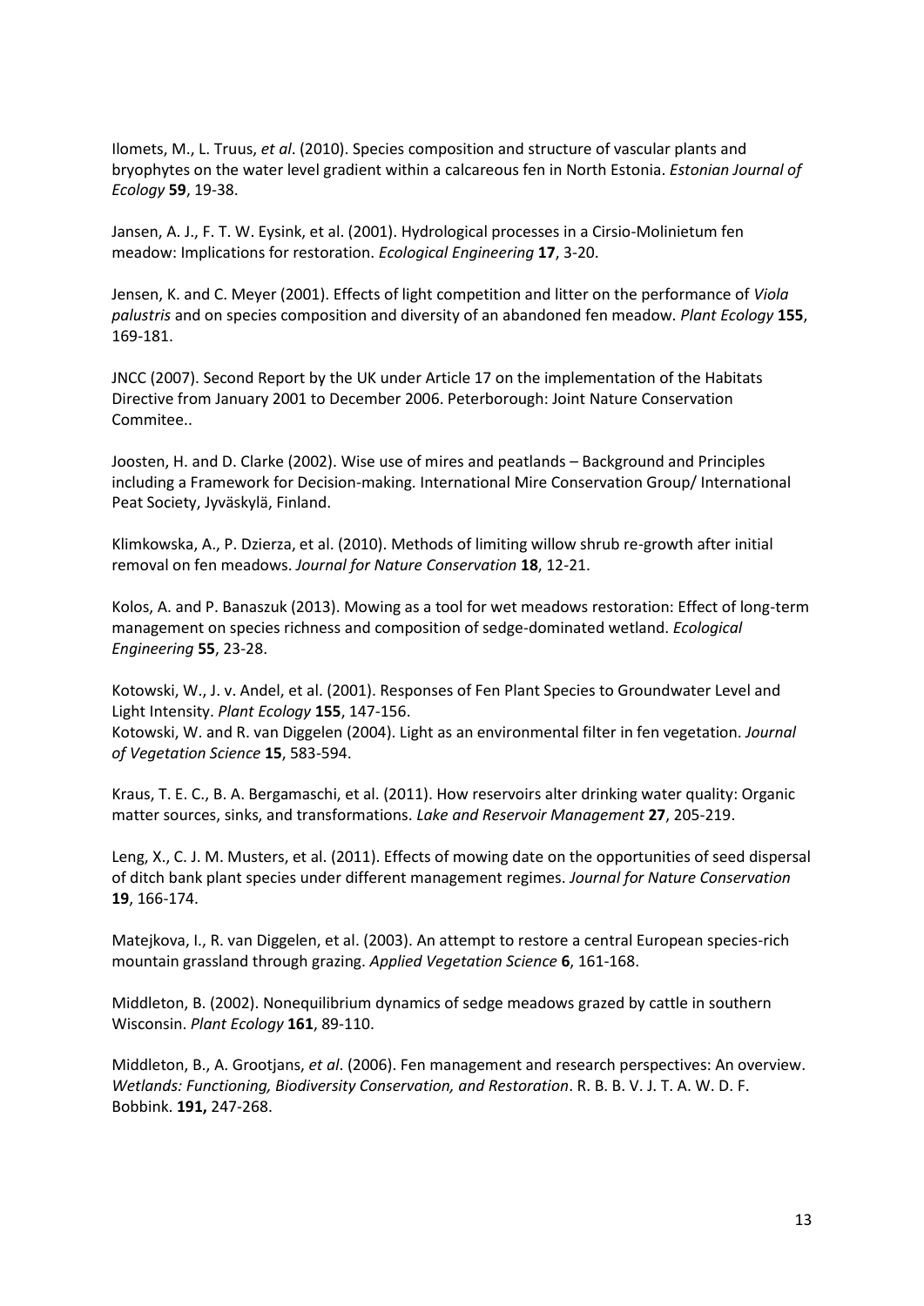Ilomets, M., L. Truus, *et al*. (2010). Species composition and structure of vascular plants and bryophytes on the water level gradient within a calcareous fen in North Estonia. *Estonian Journal of Ecology* **59**, 19-38.

Jansen, A. J., F. T. W. Eysink, et al. (2001). Hydrological processes in a Cirsio-Molinietum fen meadow: Implications for restoration. *Ecological Engineering* **17**, 3-20.

Jensen, K. and C. Meyer (2001). Effects of light competition and litter on the performance of *Viola palustris* and on species composition and diversity of an abandoned fen meadow. *Plant Ecology* **155**, 169-181.

JNCC (2007). Second Report by the UK under Article 17 on the implementation of the Habitats Directive from January 2001 to December 2006. Peterborough: Joint Nature Conservation Commitee..

Joosten, H. and D. Clarke (2002). Wise use of mires and peatlands – Background and Principles including a Framework for Decision-making. International Mire Conservation Group/ International Peat Society, Jyväskylä, Finland.

Klimkowska, A., P. Dzierza, et al. (2010). Methods of limiting willow shrub re-growth after initial removal on fen meadows. *Journal for Nature Conservation* **18**, 12-21.

Kolos, A. and P. Banaszuk (2013). Mowing as a tool for wet meadows restoration: Effect of long-term management on species richness and composition of sedge-dominated wetland. *Ecological Engineering* **55**, 23-28.

Kotowski, W., J. v. Andel, et al. (2001). Responses of Fen Plant Species to Groundwater Level and Light Intensity. *Plant Ecology* **155**, 147-156.
Kotowski, W. and R. van Diggelen (2004). Light as an environmental filter in fen vegetation. *Journal of Vegetation Science* **15**, 583-594.

Kraus, T. E. C., B. A. Bergamaschi, et al. (2011). How reservoirs alter drinking water quality: Organic matter sources, sinks, and transformations. *Lake and Reservoir Management* **27**, 205-219.

Leng, X., C. J. M. Musters, et al. (2011). Effects of mowing date on the opportunities of seed dispersal of ditch bank plant species under different management regimes. *Journal for Nature Conservation* **19**, 166-174.

Matejkova, I., R. van Diggelen, et al. (2003). An attempt to restore a central European species-rich mountain grassland through grazing. *Applied Vegetation Science* **6**, 161-168.

Middleton, B. (2002). Nonequilibrium dynamics of sedge meadows grazed by cattle in southern Wisconsin. *Plant Ecology* **161**, 89-110.

Middleton, B., A. Grootjans, *et al*. (2006). Fen management and research perspectives: An overview. *Wetlands: Functioning, Biodiversity Conservation, and Restoration*. R. B. B. V. J. T. A. W. D. F. Bobbink. **191,** 247-268.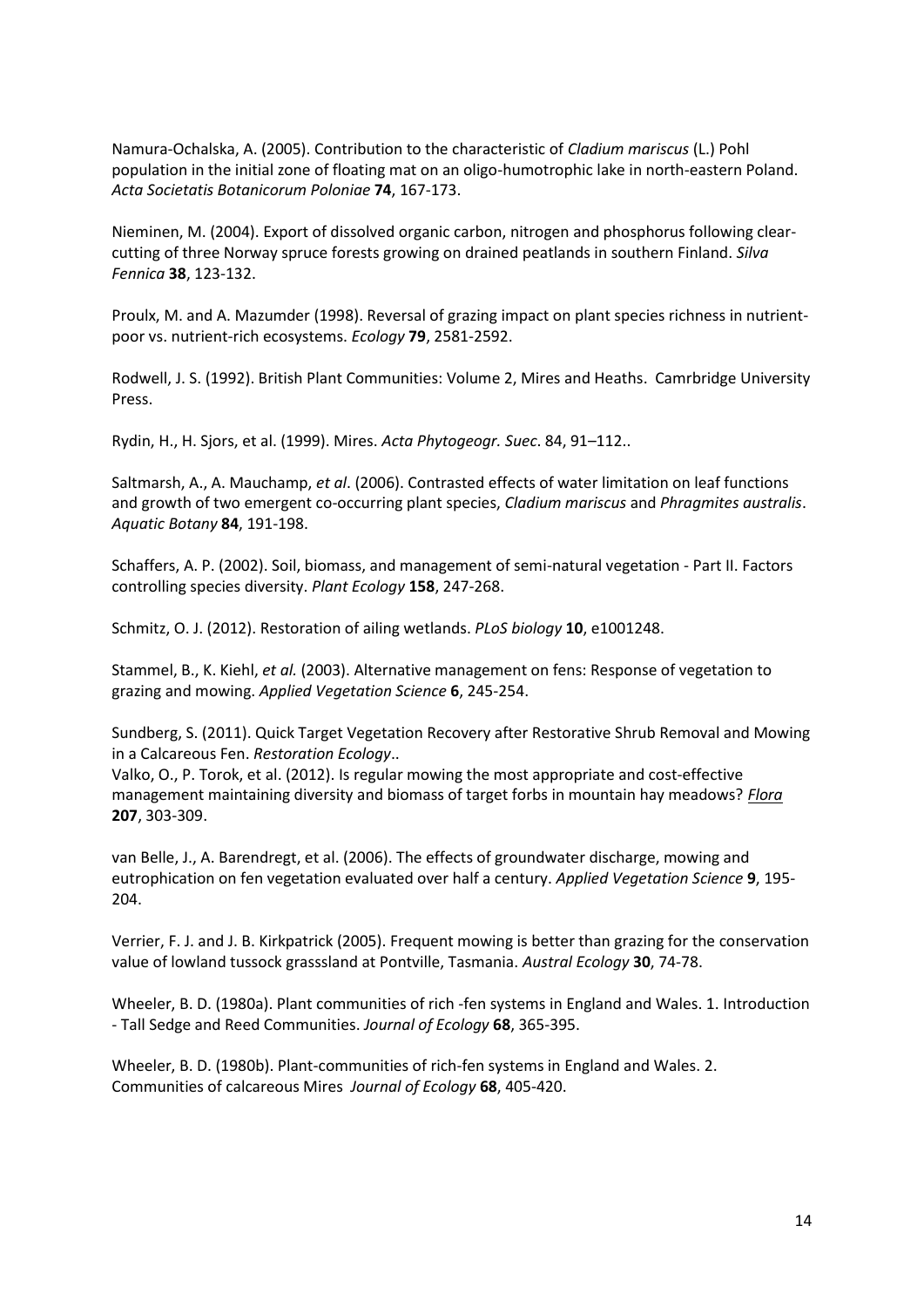Namura-Ochalska, A. (2005). Contribution to the characteristic of *Cladium mariscus* (L.) Pohl population in the initial zone of floating mat on an oligo-humotrophic lake in north-eastern Poland. *Acta Societatis Botanicorum Poloniae* **74**, 167-173.

Nieminen, M. (2004). Export of dissolved organic carbon, nitrogen and phosphorus following clear-cutting of three Norway spruce forests growing on drained peatlands in southern Finland. *Silva Fennica* **38**, 123-132.

Proulx, M. and A. Mazumder (1998). Reversal of grazing impact on plant species richness in nutrient-poor vs. nutrient-rich ecosystems. *Ecology* **79**, 2581-2592.

Rodwell, J. S. (1992). British Plant Communities: Volume 2, Mires and Heaths. Camrbridge University Press.

Rydin, H., H. Sjors, et al. (1999). Mires. *Acta Phytogeogr. Suec*. 84, 91–112..

Saltmarsh, A., A. Mauchamp, *et al*. (2006). Contrasted effects of water limitation on leaf functions and growth of two emergent co-occurring plant species, *Cladium mariscus* and *Phragmites australis*. *Aquatic Botany* **84**, 191-198.

Schaffers, A. P. (2002). Soil, biomass, and management of semi-natural vegetation - Part II. Factors controlling species diversity. *Plant Ecology* **158**, 247-268.

Schmitz, O. J. (2012). Restoration of ailing wetlands. *PLoS biology* **10**, e1001248.

Stammel, B., K. Kiehl, *et al.* (2003). Alternative management on fens: Response of vegetation to grazing and mowing. *Applied Vegetation Science* **6**, 245-254.

Sundberg, S. (2011). Quick Target Vegetation Recovery after Restorative Shrub Removal and Mowing in a Calcareous Fen. *Restoration Ecology*..

Valko, O., P. Torok, et al. (2012). Is regular mowing the most appropriate and cost-effective management maintaining diversity and biomass of target forbs in mountain hay meadows? *Flora* **207**, 303-309.

van Belle, J., A. Barendregt, et al. (2006). The effects of groundwater discharge, mowing and eutrophication on fen vegetation evaluated over half a century. *Applied Vegetation Science* **9**, 195-204.

Verrier, F. J. and J. B. Kirkpatrick (2005). Frequent mowing is better than grazing for the conservation value of lowland tussock grasssland at Pontville, Tasmania. *Austral Ecology* **30**, 74-78.

Wheeler, B. D. (1980a). Plant communities of rich -fen systems in England and Wales. 1. Introduction - Tall Sedge and Reed Communities. *Journal of Ecology* **68**, 365-395.

Wheeler, B. D. (1980b). Plant-communities of rich-fen systems in England and Wales. 2. Communities of calcareous Mires *Journal of Ecology* **68**, 405-420.